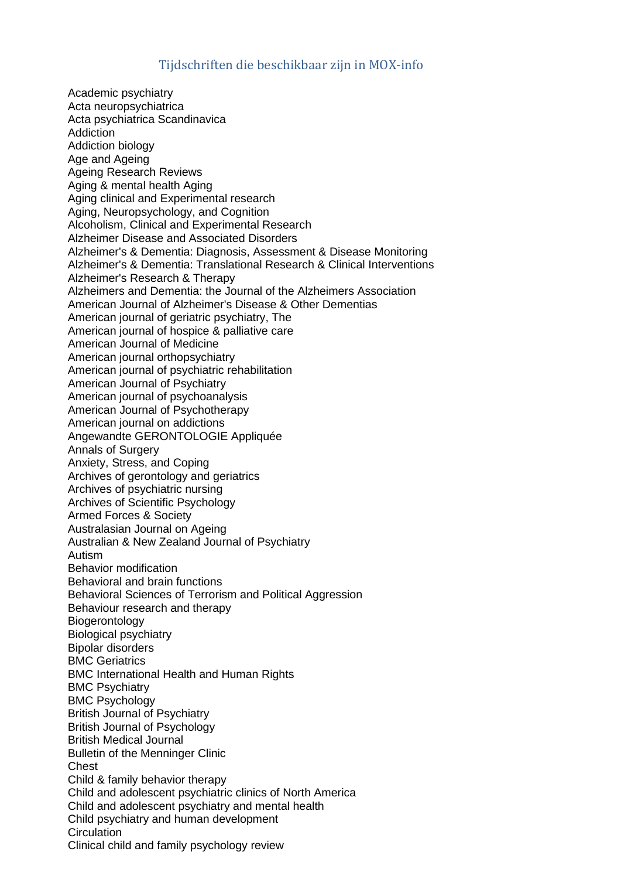## Tijdschriften die beschikbaar zijn in MOX-info

Academic psychiatry
Acta neuropsychiatrica
Acta psychiatrica Scandinavica
Addiction
Addiction biology
Age and Ageing
Ageing Research Reviews
Aging & mental health Aging
Aging clinical and Experimental research
Aging, Neuropsychology, and Cognition
Alcoholism, Clinical and Experimental Research
Alzheimer Disease and Associated Disorders
Alzheimer's & Dementia: Diagnosis, Assessment & Disease Monitoring
Alzheimer's & Dementia: Translational Research & Clinical Interventions
Alzheimer's Research & Therapy
Alzheimers and Dementia: the Journal of the Alzheimers Association
American Journal of Alzheimer's Disease & Other Dementias
American journal of geriatric psychiatry, The
American journal of hospice & palliative care
American Journal of Medicine
American journal orthopsychiatry
American journal of psychiatric rehabilitation
American Journal of Psychiatry
American journal of psychoanalysis
American Journal of Psychotherapy
American journal on addictions
Angewandte GERONTOLOGIE Appliquée
Annals of Surgery
Anxiety, Stress, and Coping
Archives of gerontology and geriatrics
Archives of psychiatric nursing
Archives of Scientific Psychology
Armed Forces & Society
Australasian Journal on Ageing
Australian & New Zealand Journal of Psychiatry
Autism
Behavior modification
Behavioral and brain functions
Behavioral Sciences of Terrorism and Political Aggression
Behaviour research and therapy
Biogerontology
Biological psychiatry
Bipolar disorders
BMC Geriatrics
BMC International Health and Human Rights
BMC Psychiatry
BMC Psychology
British Journal of Psychiatry
British Journal of Psychology
British Medical Journal
Bulletin of the Menninger Clinic
Chest
Child & family behavior therapy
Child and adolescent psychiatric clinics of North America
Child and adolescent psychiatry and mental health
Child psychiatry and human development
Circulation
Clinical child and family psychology review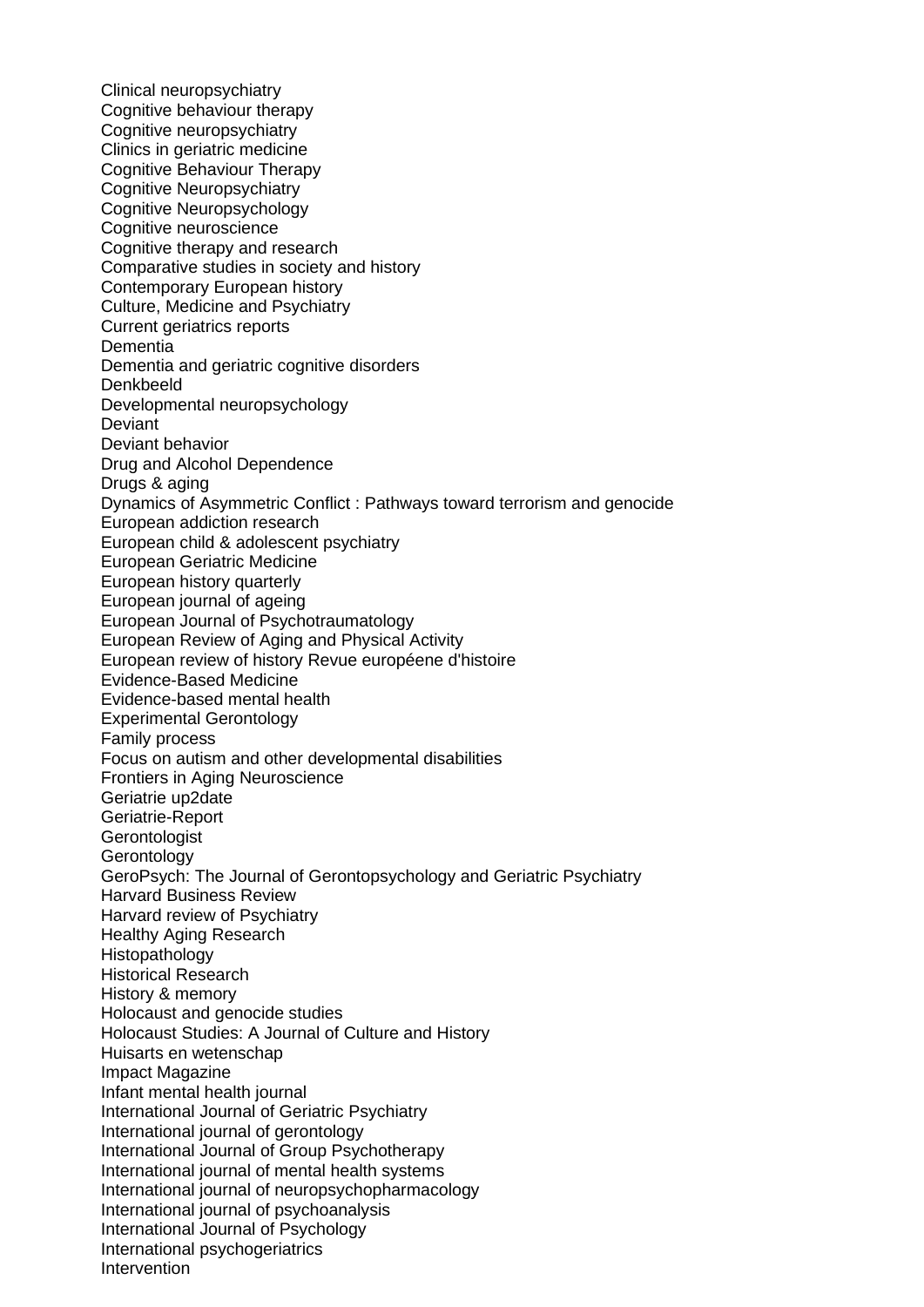Clinical neuropsychiatry
Cognitive behaviour therapy
Cognitive neuropsychiatry
Clinics in geriatric medicine
Cognitive Behaviour Therapy
Cognitive Neuropsychiatry
Cognitive Neuropsychology
Cognitive neuroscience
Cognitive therapy and research
Comparative studies in society and history
Contemporary European history
Culture, Medicine and Psychiatry
Current geriatrics reports
Dementia
Dementia and geriatric cognitive disorders
Denkbeeld
Developmental neuropsychology
Deviant
Deviant behavior
Drug and Alcohol Dependence
Drugs & aging
Dynamics of Asymmetric Conflict : Pathways toward terrorism and genocide
European addiction research
European child & adolescent psychiatry
European Geriatric Medicine
European history quarterly
European journal of ageing
European Journal of Psychotraumatology
European Review of Aging and Physical Activity
European review of history Revue européene d'histoire
Evidence-Based Medicine
Evidence-based mental health
Experimental Gerontology
Family process
Focus on autism and other developmental disabilities
Frontiers in Aging Neuroscience
Geriatrie up2date
Geriatrie-Report
Gerontologist
Gerontology
GeroPsych: The Journal of Gerontopsychology and Geriatric Psychiatry
Harvard Business Review
Harvard review of Psychiatry
Healthy Aging Research
Histopathology
Historical Research
History & memory
Holocaust and genocide studies
Holocaust Studies: A Journal of Culture and History
Huisarts en wetenschap
Impact Magazine
Infant mental health journal
International Journal of Geriatric Psychiatry
International journal of gerontology
International Journal of Group Psychotherapy
International journal of mental health systems
International journal of neuropsychopharmacology
International journal of psychoanalysis
International Journal of Psychology
International psychogeriatrics
Intervention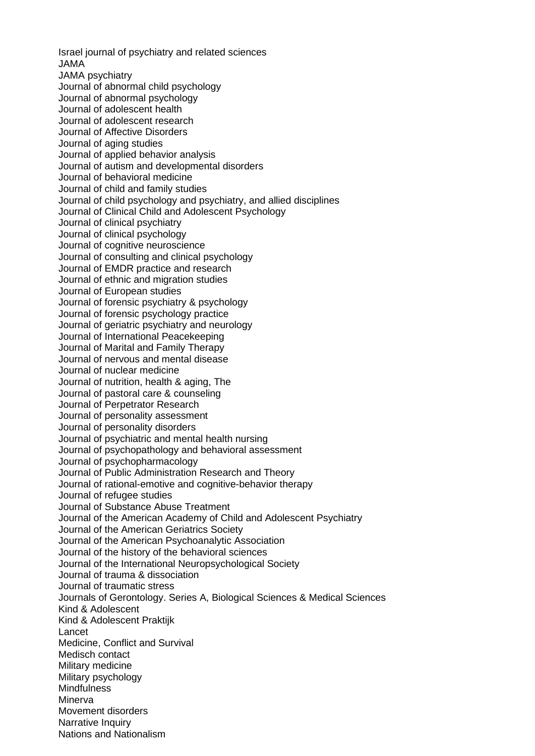Israel journal of psychiatry and related sciences
JAMA
JAMA psychiatry
Journal of abnormal child psychology
Journal of abnormal psychology
Journal of adolescent health
Journal of adolescent research
Journal of Affective Disorders
Journal of aging studies
Journal of applied behavior analysis
Journal of autism and developmental disorders
Journal of behavioral medicine
Journal of child and family studies
Journal of child psychology and psychiatry, and allied disciplines
Journal of Clinical Child and Adolescent Psychology
Journal of clinical psychiatry
Journal of clinical psychology
Journal of cognitive neuroscience
Journal of consulting and clinical psychology
Journal of EMDR practice and research
Journal of ethnic and migration studies
Journal of European studies
Journal of forensic psychiatry & psychology
Journal of forensic psychology practice
Journal of geriatric psychiatry and neurology
Journal of International Peacekeeping
Journal of Marital and Family Therapy
Journal of nervous and mental disease
Journal of nuclear medicine
Journal of nutrition, health & aging, The
Journal of pastoral care & counseling
Journal of Perpetrator Research
Journal of personality assessment
Journal of personality disorders
Journal of psychiatric and mental health nursing
Journal of psychopathology and behavioral assessment
Journal of psychopharmacology
Journal of Public Administration Research and Theory
Journal of rational-emotive and cognitive-behavior therapy
Journal of refugee studies
Journal of Substance Abuse Treatment
Journal of the American Academy of Child and Adolescent Psychiatry
Journal of the American Geriatrics Society
Journal of the American Psychoanalytic Association
Journal of the history of the behavioral sciences
Journal of the International Neuropsychological Society
Journal of trauma & dissociation
Journal of traumatic stress
Journals of Gerontology. Series A, Biological Sciences & Medical Sciences
Kind & Adolescent
Kind & Adolescent Praktijk
Lancet
Medicine, Conflict and Survival
Medisch contact
Military medicine
Military psychology
Mindfulness
Minerva
Movement disorders
Narrative Inquiry
Nations and Nationalism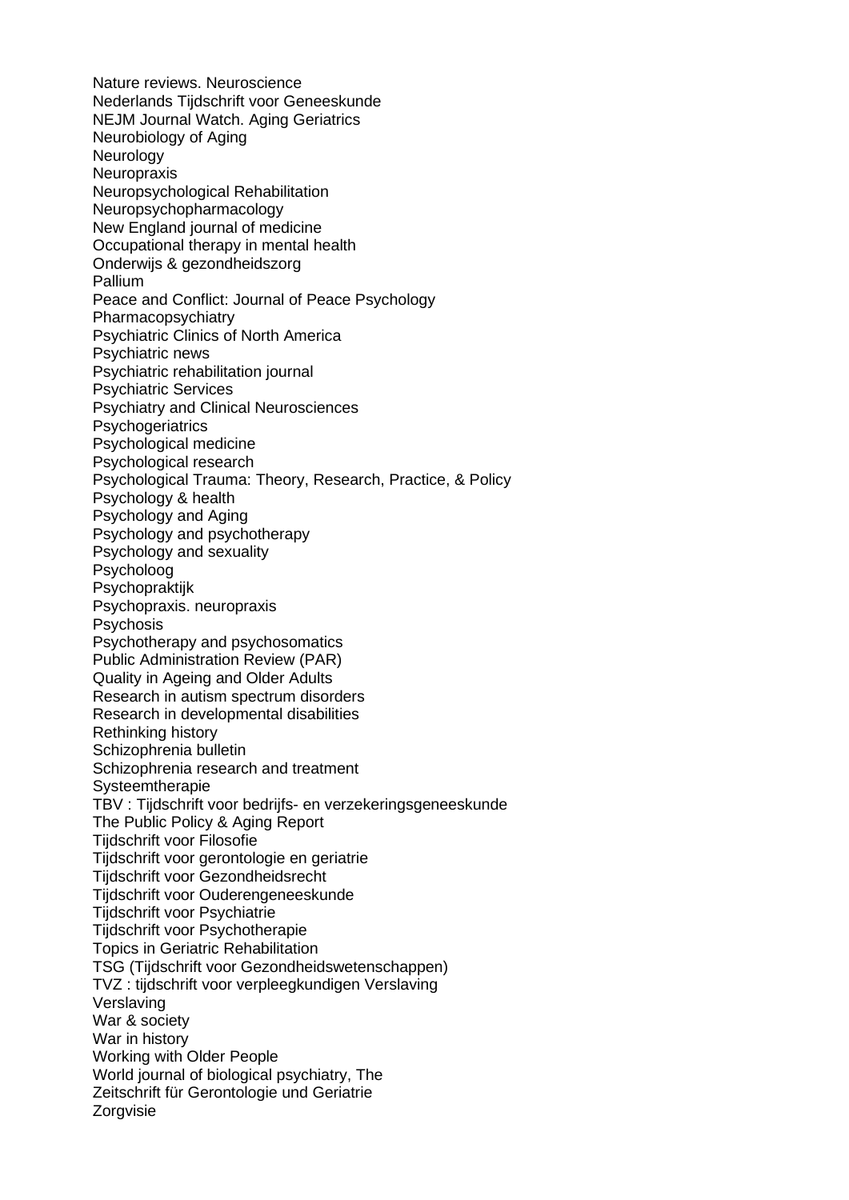Nature reviews. Neuroscience
Nederlands Tijdschrift voor Geneeskunde
NEJM Journal Watch. Aging Geriatrics
Neurobiology of Aging
Neurology
Neuropraxis
Neuropsychological Rehabilitation
Neuropsychopharmacology
New England journal of medicine
Occupational therapy in mental health
Onderwijs & gezondheidszorg
Pallium
Peace and Conflict: Journal of Peace Psychology
Pharmacopsychiatry
Psychiatric Clinics of North America
Psychiatric news
Psychiatric rehabilitation journal
Psychiatric Services
Psychiatry and Clinical Neurosciences
Psychogeriatrics
Psychological medicine
Psychological research
Psychological Trauma: Theory, Research, Practice, & Policy
Psychology & health
Psychology and Aging
Psychology and psychotherapy
Psychology and sexuality
Psycholoog
Psychopraktijk
Psychopraxis. neuropraxis
Psychosis
Psychotherapy and psychosomatics
Public Administration Review (PAR)
Quality in Ageing and Older Adults
Research in autism spectrum disorders
Research in developmental disabilities
Rethinking history
Schizophrenia bulletin
Schizophrenia research and treatment
Systeemtherapie
TBV : Tijdschrift voor bedrijfs- en verzekeringsgeneeskunde
The Public Policy & Aging Report
Tijdschrift voor Filosofie
Tijdschrift voor gerontologie en geriatrie
Tijdschrift voor Gezondheidsrecht
Tijdschrift voor Ouderengeneeskunde
Tijdschrift voor Psychiatrie
Tijdschrift voor Psychotherapie
Topics in Geriatric Rehabilitation
TSG (Tijdschrift voor Gezondheidswetenschappen)
TVZ : tijdschrift voor verpleegkundigen Verslaving
Verslaving
War & society
War in history
Working with Older People
World journal of biological psychiatry, The
Zeitschrift für Gerontologie und Geriatrie
Zorgvisie